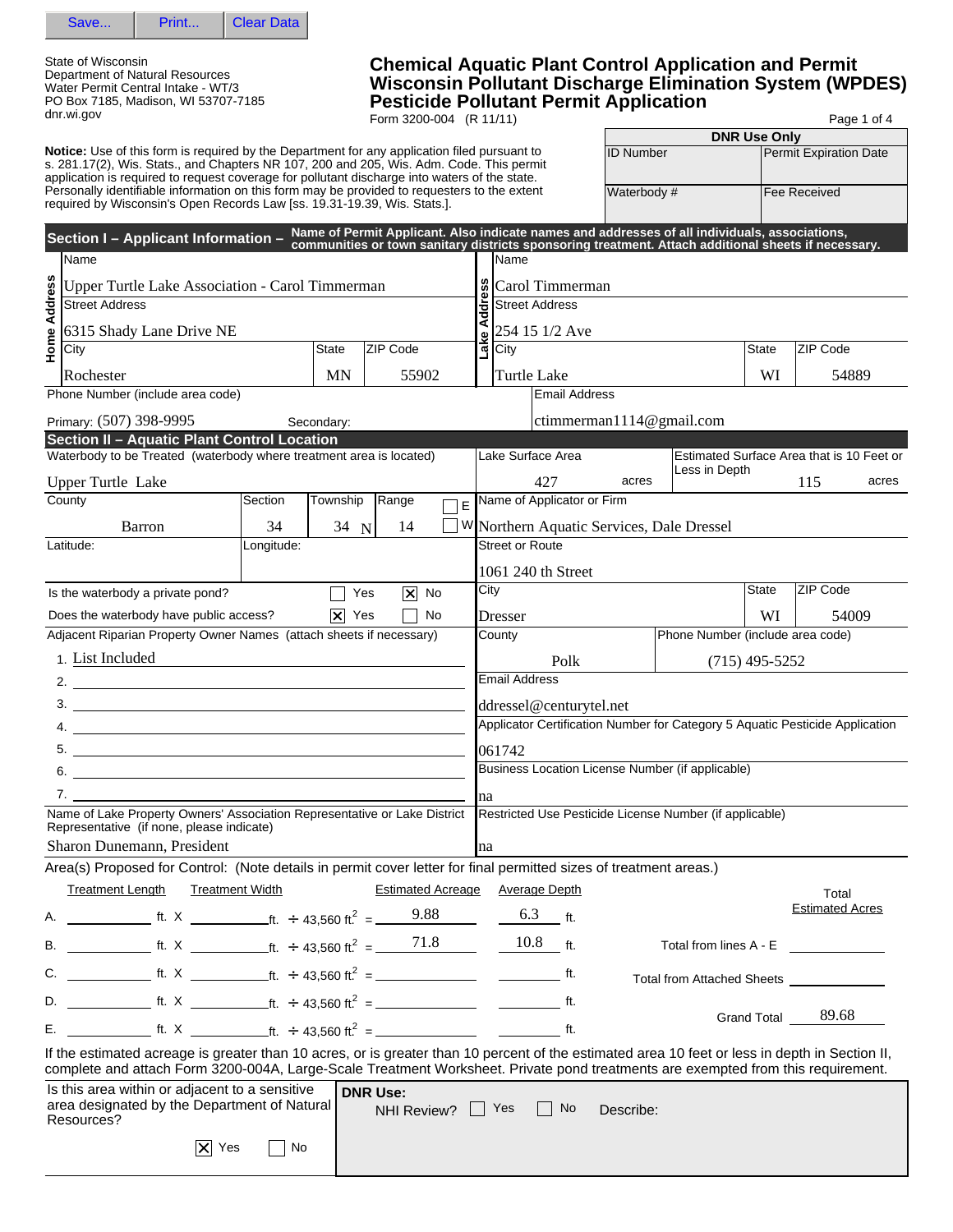Save... | Print... | Clear Data

State of Wisconsin
Department of Natural Resources
Water Permit Central Intake - WT/3
PO Box 7185, Madison, WI 53707-7185
dnr.wi.gov

# Chemical Aquatic Plant Control Application and Permit
# Wisconsin Pollutant Discharge Elimination System (WPDES) Pesticide Pollutant Permit Application

Form 3200-004 (R 11/11)

| DNR Use Only | |
|---|---|
| ID Number | Permit Expiration Date |
| Waterbody # | Fee Received |

**Notice:** Use of this form is required by the Department for any application filed pursuant to s. 281.17(2), Wis. Stats., and Chapters NR 107, 200 and 205, Wis. Adm. Code. This permit application is required to request coverage for pollutant discharge into waters of the state. Personally identifiable information on this form may be provided to requesters to the extent required by Wisconsin's Open Records Law [ss. 19.31-19.39, Wis. Stats.].

## Section I – Applicant Information – Name of Permit Applicant. Also indicate names and addresses of all individuals, associations, communities or town sanitary districts sponsoring treatment. Attach additional sheets if necessary.

**Home Address**

- Name: Upper Turtle Lake Association - Carol Timmerman
- Street Address: 6315 Shady Lane Drive NE
- City: Rochester
- State: MN
- ZIP Code: 55902

**Lake Address**

- Name: Carol Timmerman
- Street Address: 254 15 1/2 Ave
- City: Turtle Lake
- State: WI
- ZIP Code: 54889

Phone Number (include area code)
Primary: (507) 398-9995  Secondary:

Email Address: ctimmerman1114@gmail.com

## Section II – Aquatic Plant Control Location

- Waterbody to be Treated (waterbody where treatment area is located): Upper Turtle Lake
- Lake Surface Area: 427 acres
- Estimated Surface Area that is 10 Feet or Less in Depth: 115 acres
- County: Barron
- Section: 34
- Township: 34 N
- Range: 14 ☐ E ☐ W
- Latitude:
- Longitude:
- Is the waterbody a private pond? ☐ Yes ☒ No
- Does the waterbody have public access? ☒ Yes ☐ No

Adjacent Riparian Property Owner Names (attach sheets if necessary)

1. List Included
2.
3.
4.
5.
6.
7.

Name of Lake Property Owners' Association Representative or Lake District Representative (if none, please indicate): Sharon Dunemann, President

- Name of Applicator or Firm: Northern Aquatic Services, Dale Dressel
- Street or Route: 1061 240 th Street
- City: Dresser
- State: WI
- ZIP Code: 54009
- County: Polk
- Phone Number (include area code): (715) 495-5252
- Email Address: ddressel@centurytel.net
- Applicator Certification Number for Category 5 Aquatic Pesticide Application: 061742
- Business Location License Number (if applicable): na
- Restricted Use Pesticide License Number (if applicable): na

Area(s) Proposed for Control: (Note details in permit cover letter for final permitted sizes of treatment areas.)

| | Treatment Length | | Treatment Width | | Estimated Acreage | Average Depth |
|---|---|---|---|---|---|---|
| A. | ft. X | | ft. ÷ 43,560 $ft^2$ = | | 9.88 | 6.3 ft. |
| B. | ft. X | | ft. ÷ 43,560 $ft^2$ = | | 71.8 | 10.8 ft. |
| C. | ft. X | | ft. ÷ 43,560 $ft^2$ = | | | ft. |
| D. | ft. X | | ft. ÷ 43,560 $ft^2$ = | | | ft. |
| E. | ft. X | | ft. ÷ 43,560 $ft^2$ = | | | ft. |

**Total Estimated Acres**

- Total from lines A - E:
- Total from Attached Sheets:
- Grand Total: 89.68

If the estimated acreage is greater than 10 acres, or is greater than 10 percent of the estimated area 10 feet or less in depth in Section II, complete and attach Form 3200-004A, Large-Scale Treatment Worksheet. Private pond treatments are exempted from this requirement.

Is this area within or adjacent to a sensitive area designated by the Department of Natural Resources? ☒ Yes ☐ No

**DNR Use:**
NHI Review? ☐ Yes ☐ No Describe: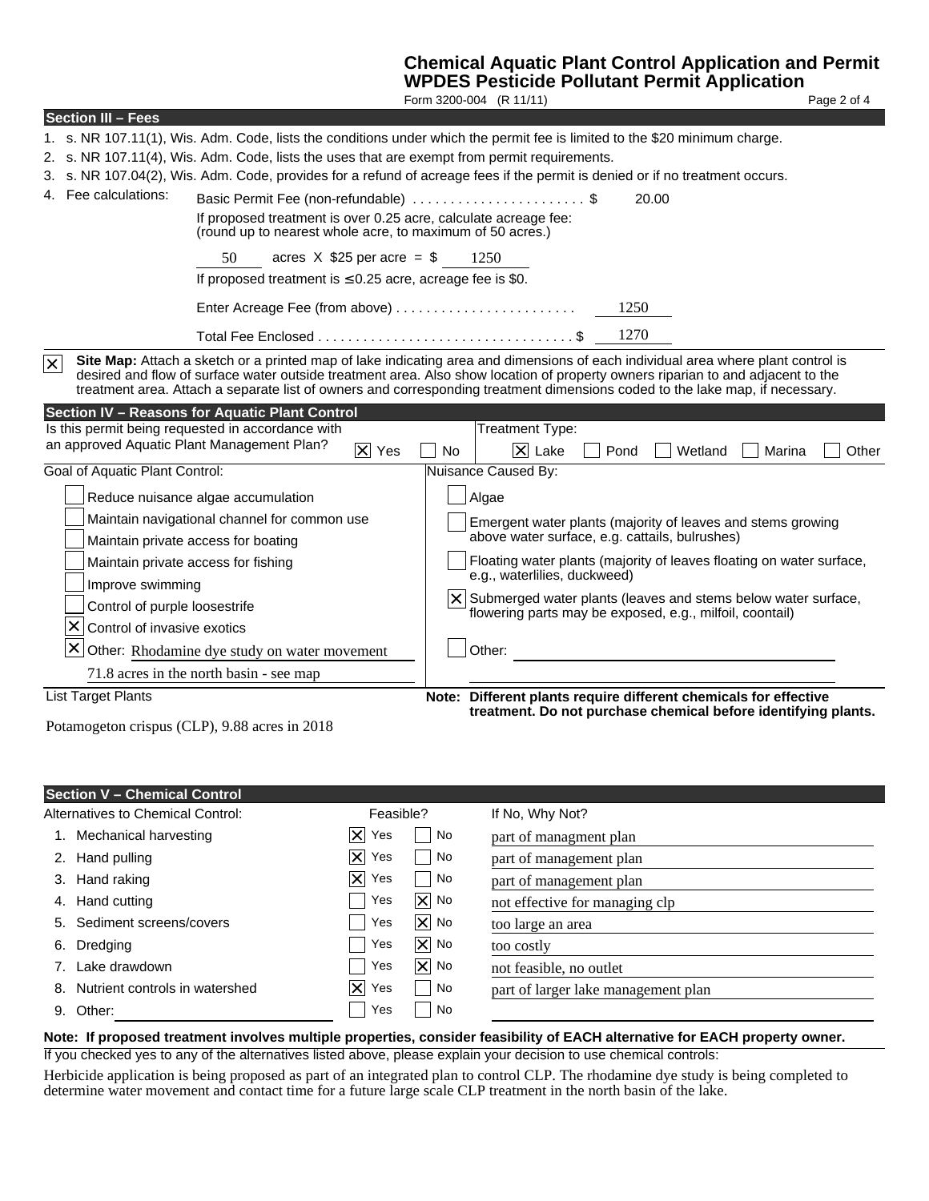**Chemical Aquatic Plant Control Application and Permit**
**WPDES Pesticide Pollutant Permit Application**
Form 3200-004 (R 11/11)

## Section III – Fees

1. s. NR 107.11(1), Wis. Adm. Code, lists the conditions under which the permit fee is limited to the $20 minimum charge.
2. s. NR 107.11(4), Wis. Adm. Code, lists the uses that are exempt from permit requirements.
3. s. NR 107.04(2), Wis. Adm. Code, provides for a refund of acreage fees if the permit is denied or if no treatment occurs.
4. Fee calculations:

Basic Permit Fee (non-refundable) . . . . . . . . . . . . . . . . . . . . . . . $ 20.00

If proposed treatment is over 0.25 acre, calculate acreage fee: (round up to nearest whole acre, to maximum of 50 acres.)

50 acres X $25 per acre = $ 1250

If proposed treatment is ≤ 0.25 acre, acreage fee is $0.

Enter Acreage Fee (from above) . . . . . . . . . . . . . . . . . . . . . . . . 1250

Total Fee Enclosed . . . . . . . . . . . . . . . . . . . . . . . . . . . . . . . . . $ 1270

[X] **Site Map:** Attach a sketch or a printed map of lake indicating area and dimensions of each individual area where plant control is desired and flow of surface water outside treatment area. Also show location of property owners riparian to and adjacent to the treatment area. Attach a separate list of owners and corresponding treatment dimensions coded to the lake map, if necessary.

## Section IV – Reasons for Aquatic Plant Control

Is this permit being requested in accordance with an approved Aquatic Plant Management Plan? [X] Yes [ ] No

Treatment Type: [X] Lake [ ] Pond [ ] Wetland [ ] Marina [ ] Other

Goal of Aquatic Plant Control:

- [ ] Reduce nuisance algae accumulation
- [ ] Maintain navigational channel for common use
- [ ] Maintain private access for boating
- [ ] Maintain private access for fishing
- [ ] Improve swimming
- [ ] Control of purple loosestrife
- [X] Control of invasive exotics
- [X] Other: Rhodamine dye study on water movement 71.8 acres in the north basin - see map

Nuisance Caused By:

- [ ] Algae
- [ ] Emergent water plants (majority of leaves and stems growing above water surface, e.g. cattails, bulrushes)
- [ ] Floating water plants (majority of leaves floating on water surface, e.g., waterlilies, duckweed)
- [X] Submerged water plants (leaves and stems below water surface, flowering parts may be exposed, e.g., milfoil, coontail)
- [ ] Other:

List Target Plants

Potamogeton crispus (CLP), 9.88 acres in 2018

**Note: Different plants require different chemicals for effective treatment. Do not purchase chemical before identifying plants.**

## Section V – Chemical Control

| Alternatives to Chemical Control: | Feasible? | If No, Why Not? |
|---|---|---|
| 1. Mechanical harvesting | [X] Yes [ ] No | part of managment plan |
| 2. Hand pulling | [X] Yes [ ] No | part of management plan |
| 3. Hand raking | [X] Yes [ ] No | part of management plan |
| 4. Hand cutting | [ ] Yes [X] No | not effective for managing clp |
| 5. Sediment screens/covers | [ ] Yes [X] No | too large an area |
| 6. Dredging | [ ] Yes [X] No | too costly |
| 7. Lake drawdown | [ ] Yes [X] No | not feasible, no outlet |
| 8. Nutrient controls in watershed | [X] Yes [ ] No | part of larger lake management plan |
| 9. Other: | [ ] Yes [ ] No | |

**Note: If proposed treatment involves multiple properties, consider feasibility of EACH alternative for EACH property owner.**

If you checked yes to any of the alternatives listed above, please explain your decision to use chemical controls:

Herbicide application is being proposed as part of an integrated plan to control CLP. The rhodamine dye study is being completed to determine water movement and contact time for a future large scale CLP treatment in the north basin of the lake.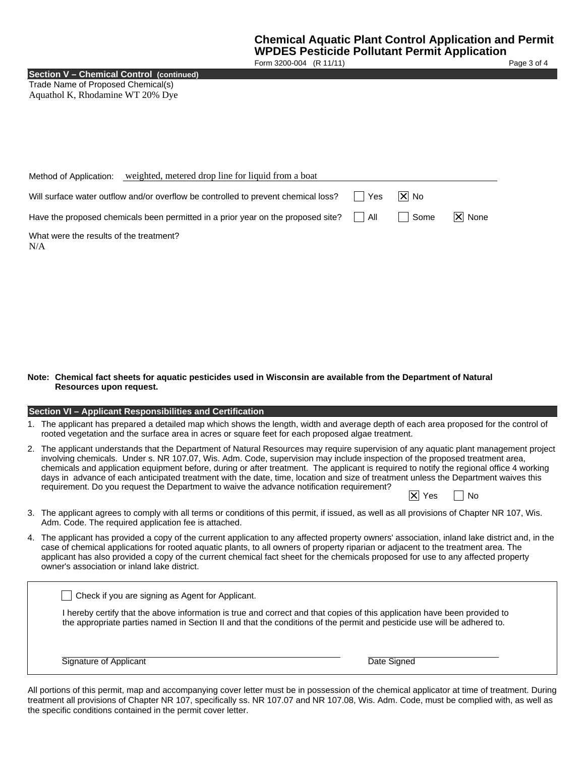# Chemical Aquatic Plant Control Application and Permit
## WPDES Pesticide Pollutant Permit Application

Form 3200-004 (R 11/11)

### Section V – Chemical Control (continued)

Trade Name of Proposed Chemical(s)
Aquathol K, Rhodamine WT 20% Dye

Method of Application: weighted, metered drop line for liquid from a boat

Will surface water outflow and/or overflow be controlled to prevent chemical loss? ☐ Yes ☒ No

Have the proposed chemicals been permitted in a prior year on the proposed site? ☐ All ☐ Some ☒ None

What were the results of the treatment?
N/A

**Note: Chemical fact sheets for aquatic pesticides used in Wisconsin are available from the Department of Natural Resources upon request.**

### Section VI – Applicant Responsibilities and Certification

1. The applicant has prepared a detailed map which shows the length, width and average depth of each area proposed for the control of rooted vegetation and the surface area in acres or square feet for each proposed algae treatment.
2. The applicant understands that the Department of Natural Resources may require supervision of any aquatic plant management project involving chemicals. Under s. NR 107.07, Wis. Adm. Code, supervision may include inspection of the proposed treatment area, chemicals and application equipment before, during or after treatment. The applicant is required to notify the regional office 4 working days in advance of each anticipated treatment with the date, time, location and size of treatment unless the Department waives this requirement. Do you request the Department to waive the advance notification requirement? ☒ Yes ☐ No
3. The applicant agrees to comply with all terms or conditions of this permit, if issued, as well as all provisions of Chapter NR 107, Wis. Adm. Code. The required application fee is attached.
4. The applicant has provided a copy of the current application to any affected property owners' association, inland lake district and, in the case of chemical applications for rooted aquatic plants, to all owners of property riparian or adjacent to the treatment area. The applicant has also provided a copy of the current chemical fact sheet for the chemicals proposed for use to any affected property owner's association or inland lake district.

☐ Check if you are signing as Agent for Applicant.

I hereby certify that the above information is true and correct and that copies of this application have been provided to the appropriate parties named in Section II and that the conditions of the permit and pesticide use will be adhered to.

Signature of Applicant ____________________ Date Signed ____________________

All portions of this permit, map and accompanying cover letter must be in possession of the chemical applicator at time of treatment. During treatment all provisions of Chapter NR 107, specifically ss. NR 107.07 and NR 107.08, Wis. Adm. Code, must be complied with, as well as the specific conditions contained in the permit cover letter.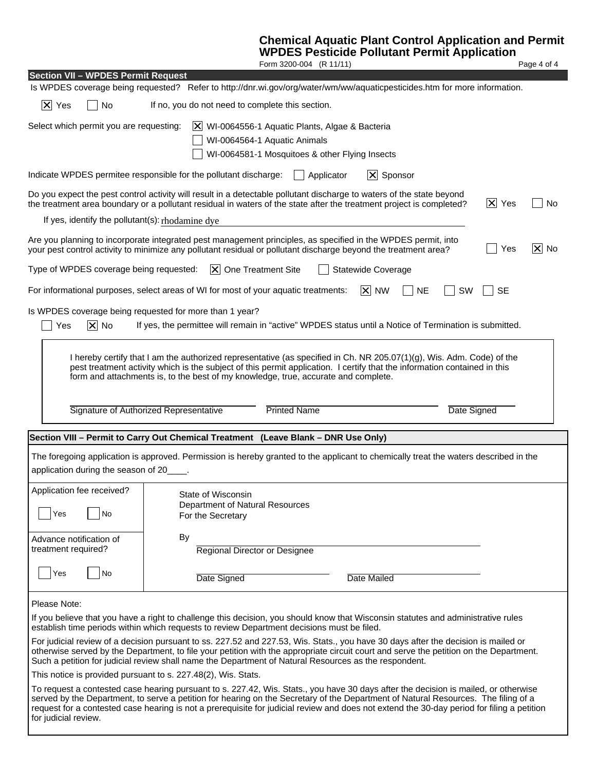# Chemical Aquatic Plant Control Application and Permit
# WPDES Pesticide Pollutant Permit Application

Form 3200-004 (R 11/11)

## Section VII – WPDES Permit Request

Is WPDES coverage being requested? Refer to http://dnr.wi.gov/org/water/wm/ww/aquaticpesticides.htm for more information.

[X] Yes [ ] No If no, you do not need to complete this section.

Select which permit you are requesting:
- [X] WI-0064556-1 Aquatic Plants, Algae & Bacteria
- [ ] WI-0064564-1 Aquatic Animals
- [ ] WI-0064581-1 Mosquitoes & other Flying Insects

Indicate WPDES permitee responsible for the pollutant discharge: [ ] Applicator [X] Sponsor

Do you expect the pest control activity will result in a detectable pollutant discharge to waters of the state beyond the treatment area boundary or a pollutant residual in waters of the state after the treatment project is completed? [X] Yes [ ] No

If yes, identify the pollutant(s): rhodamine dye

Are you planning to incorporate integrated pest management principles, as specified in the WPDES permit, into your pest control activity to minimize any pollutant residual or pollutant discharge beyond the treatment area? [ ] Yes [X] No

Type of WPDES coverage being requested: [X] One Treatment Site [ ] Statewide Coverage

For informational purposes, select areas of WI for most of your aquatic treatments: [X] NW [ ] NE [ ] SW [ ] SE

Is WPDES coverage being requested for more than 1 year?

[ ] Yes [X] No If yes, the permittee will remain in "active" WPDES status until a Notice of Termination is submitted.

I hereby certify that I am the authorized representative (as specified in Ch. NR 205.07(1)(g), Wis. Adm. Code) of the pest treatment activity which is the subject of this permit application. I certify that the information contained in this form and attachments is, to the best of my knowledge, true, accurate and complete.

Signature of Authorized Representative ____________ Printed Name ____________ Date Signed ____________

## Section VIII – Permit to Carry Out Chemical Treatment (Leave Blank – DNR Use Only)

The foregoing application is approved. Permission is hereby granted to the applicant to chemically treat the waters described in the application during the season of 20____.

| | |
|---|---|
| Application fee received?<br>[ ] Yes [ ] No | State of Wisconsin<br>Department of Natural Resources<br>For the Secretary |
| Advance notification of treatment required?<br>[ ] Yes [ ] No | By ____________<br>Regional Director or Designee<br><br>Date Signed ____________ Date Mailed ____________ |

Please Note:

If you believe that you have a right to challenge this decision, you should know that Wisconsin statutes and administrative rules establish time periods within which requests to review Department decisions must be filed.

For judicial review of a decision pursuant to ss. 227.52 and 227.53, Wis. Stats., you have 30 days after the decision is mailed or otherwise served by the Department, to file your petition with the appropriate circuit court and serve the petition on the Department. Such a petition for judicial review shall name the Department of Natural Resources as the respondent.

This notice is provided pursuant to s. 227.48(2), Wis. Stats.

To request a contested case hearing pursuant to s. 227.42, Wis. Stats., you have 30 days after the decision is mailed, or otherwise served by the Department, to serve a petition for hearing on the Secretary of the Department of Natural Resources. The filing of a request for a contested case hearing is not a prerequisite for judicial review and does not extend the 30-day period for filing a petition for judicial review.